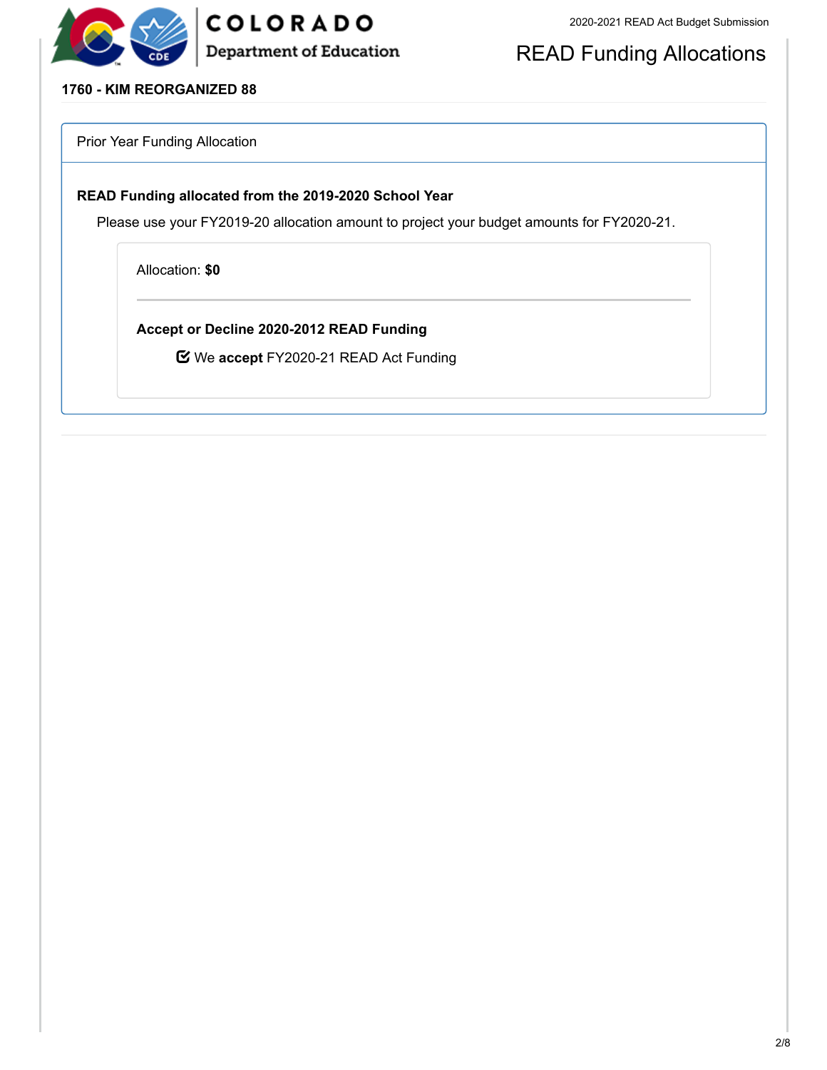COLORADO Department of Education

2020-2021 READ Act Budget Submission

# READ Funding Allocations

**1760 - KIM REORGANIZED 88**

## Prior Year Funding Allocation

**READ Funding allocated from the 2019-2020 School Year**

Please use your FY2019-20 allocation amount to project your budget amounts for FY2020-21.

Allocation: **$0**

**Accept or Decline 2020-2012 READ Funding**

☑ We **accept** FY2020-21 READ Act Funding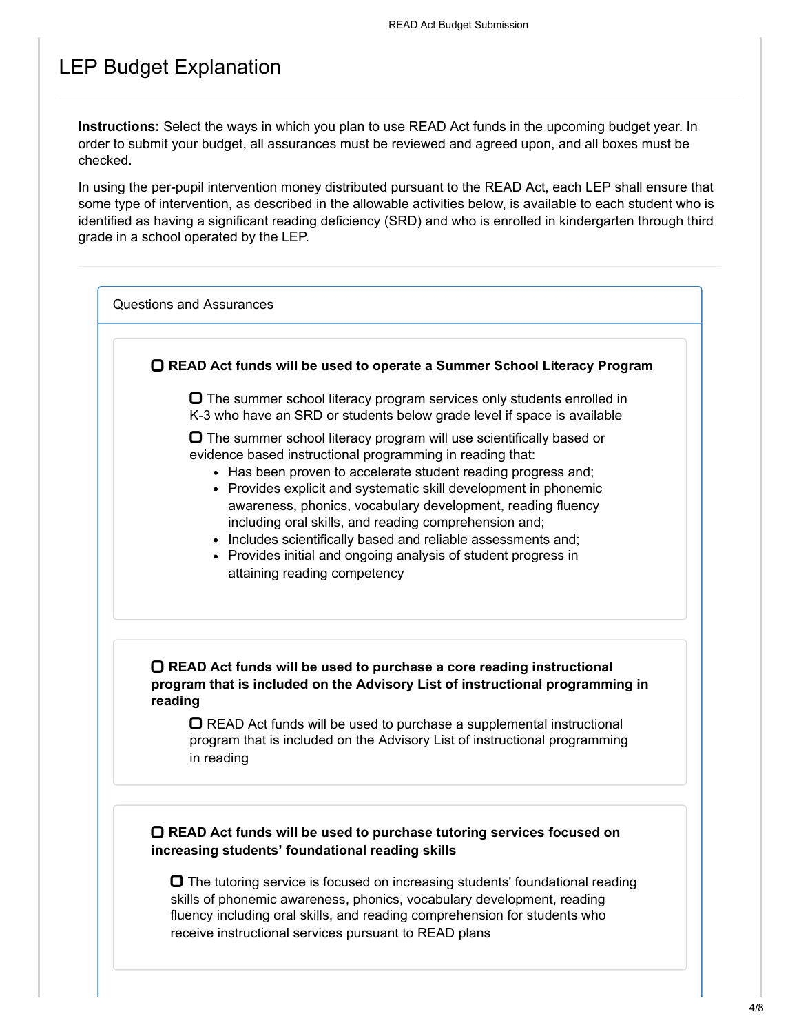# LEP Budget Explanation

**Instructions:** Select the ways in which you plan to use READ Act funds in the upcoming budget year. In order to submit your budget, all assurances must be reviewed and agreed upon, and all boxes must be checked.

In using the per-pupil intervention money distributed pursuant to the READ Act, each LEP shall ensure that some type of intervention, as described in the allowable activities below, is available to each student who is identified as having a significant reading deficiency (SRD) and who is enrolled in kindergarten through third grade in a school operated by the LEP.

## Questions and Assurances

- [ ] **READ Act funds will be used to operate a Summer School Literacy Program**
  - [ ] The summer school literacy program services only students enrolled in K-3 who have an SRD or students below grade level if space is available
  - [ ] The summer school literacy program will use scientifically based or evidence based instructional programming in reading that:
    - Has been proven to accelerate student reading progress and;
    - Provides explicit and systematic skill development in phonemic awareness, phonics, vocabulary development, reading fluency including oral skills, and reading comprehension and;
    - Includes scientifically based and reliable assessments and;
    - Provides initial and ongoing analysis of student progress in attaining reading competency

- [ ] **READ Act funds will be used to purchase a core reading instructional program that is included on the Advisory List of instructional programming in reading**
  - [ ] READ Act funds will be used to purchase a supplemental instructional program that is included on the Advisory List of instructional programming in reading

- [ ] **READ Act funds will be used to purchase tutoring services focused on increasing students' foundational reading skills**
  - [ ] The tutoring service is focused on increasing students' foundational reading skills of phonemic awareness, phonics, vocabulary development, reading fluency including oral skills, and reading comprehension for students who receive instructional services pursuant to READ plans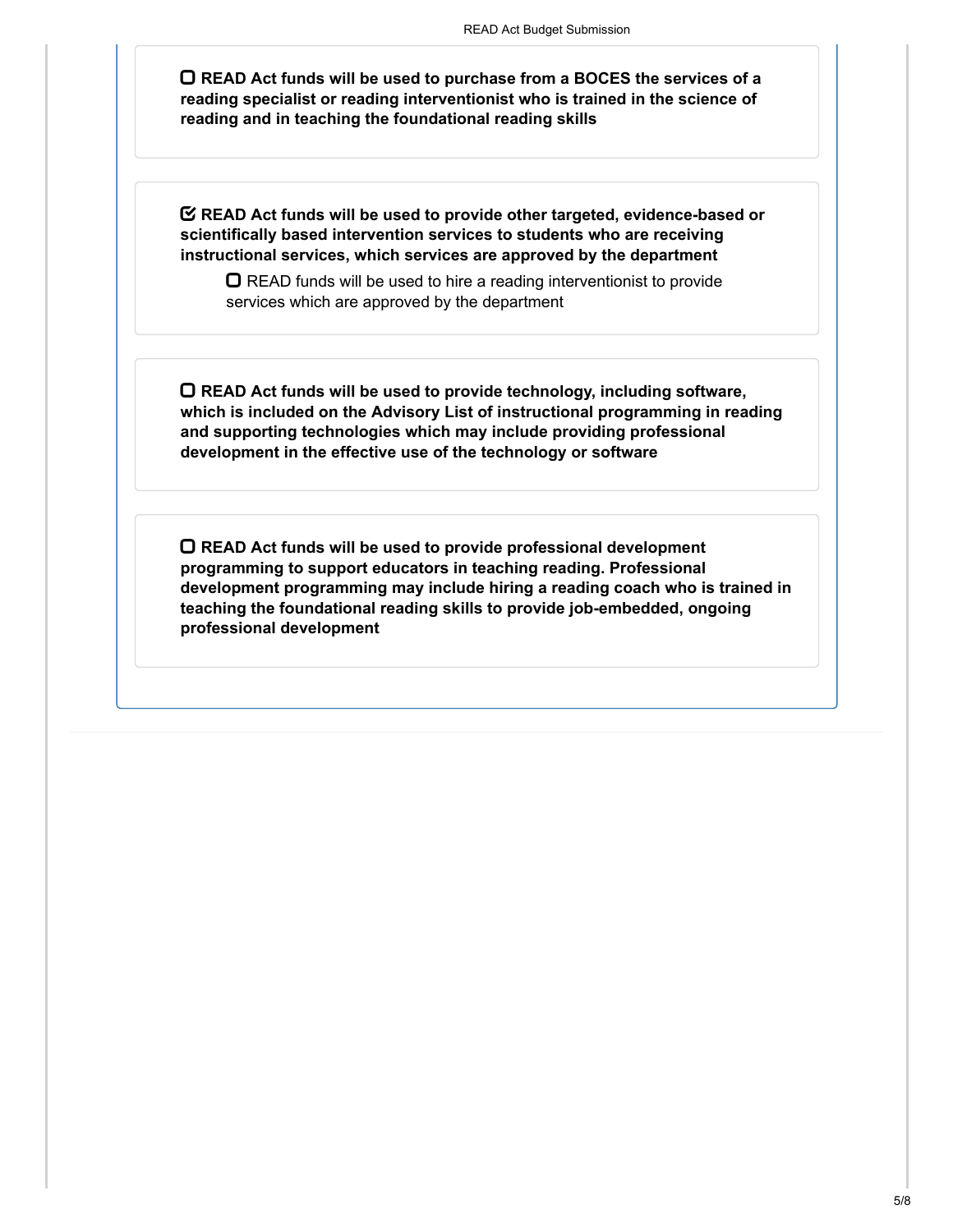☐ **READ Act funds will be used to purchase from a BOCES the services of a reading specialist or reading interventionist who is trained in the science of reading and in teaching the foundational reading skills**

☑ **READ Act funds will be used to provide other targeted, evidence-based or scientifically based intervention services to students who are receiving instructional services, which services are approved by the department**

- ☐ READ funds will be used to hire a reading interventionist to provide services which are approved by the department

☐ **READ Act funds will be used to provide technology, including software, which is included on the Advisory List of instructional programming in reading and supporting technologies which may include providing professional development in the effective use of the technology or software**

☐ **READ Act funds will be used to provide professional development programming to support educators in teaching reading. Professional development programming may include hiring a reading coach who is trained in teaching the foundational reading skills to provide job-embedded, ongoing professional development**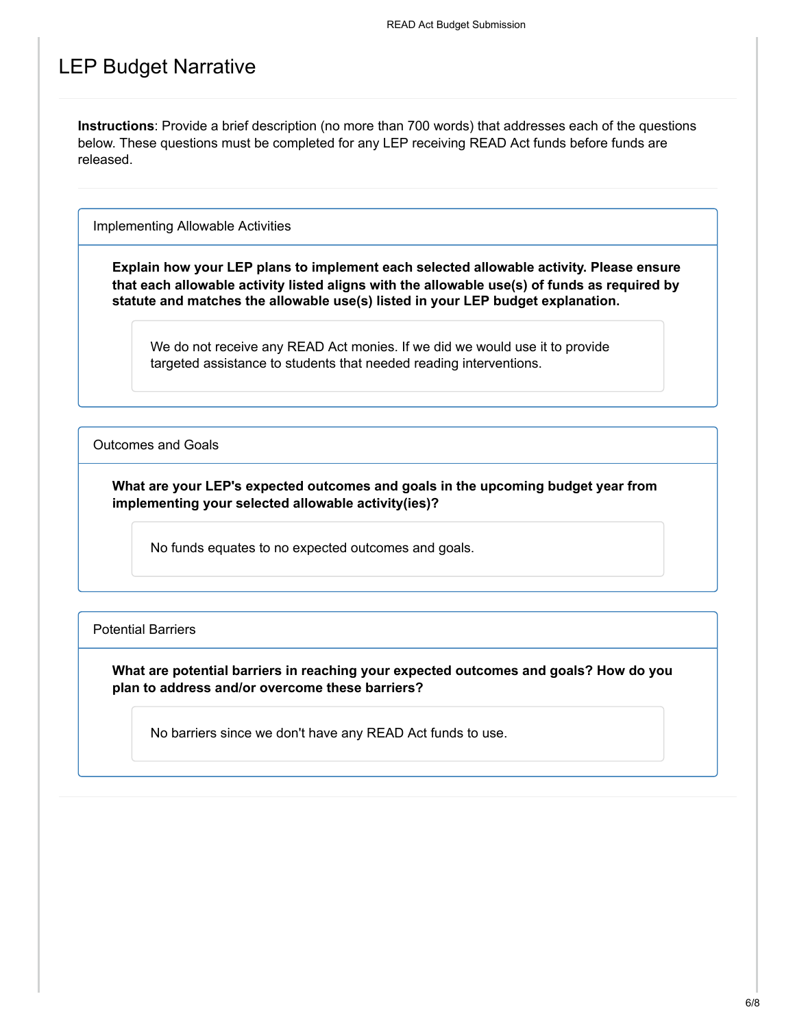# LEP Budget Narrative

**Instructions**: Provide a brief description (no more than 700 words) that addresses each of the questions below. These questions must be completed for any LEP receiving READ Act funds before funds are released.

## Implementing Allowable Activities

**Explain how your LEP plans to implement each selected allowable activity. Please ensure that each allowable activity listed aligns with the allowable use(s) of funds as required by statute and matches the allowable use(s) listed in your LEP budget explanation.**

We do not receive any READ Act monies. If we did we would use it to provide targeted assistance to students that needed reading interventions.

## Outcomes and Goals

**What are your LEP's expected outcomes and goals in the upcoming budget year from implementing your selected allowable activity(ies)?**

No funds equates to no expected outcomes and goals.

## Potential Barriers

**What are potential barriers in reaching your expected outcomes and goals? How do you plan to address and/or overcome these barriers?**

No barriers since we don't have any READ Act funds to use.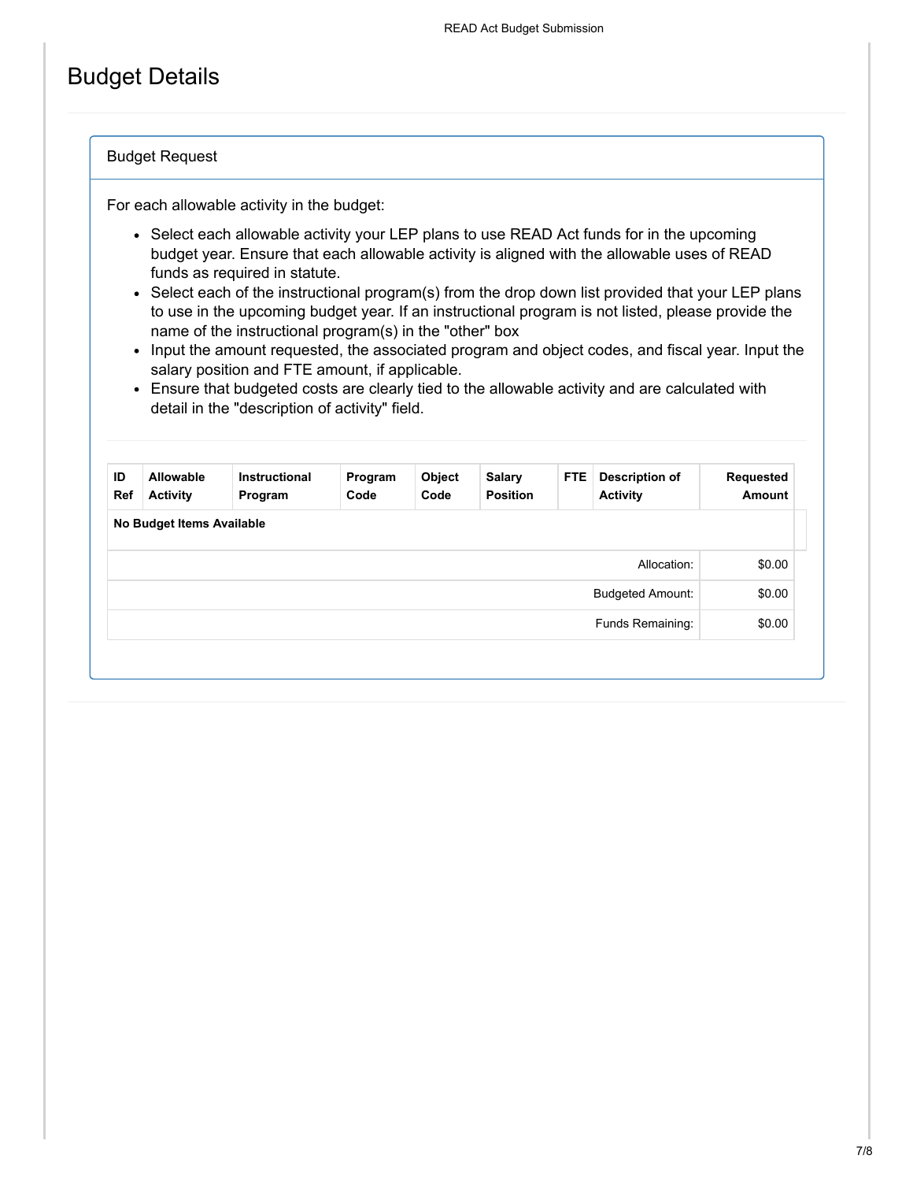# Budget Details

## Budget Request

For each allowable activity in the budget:

- Select each allowable activity your LEP plans to use READ Act funds for in the upcoming budget year. Ensure that each allowable activity is aligned with the allowable uses of READ funds as required in statute.
- Select each of the instructional program(s) from the drop down list provided that your LEP plans to use in the upcoming budget year. If an instructional program is not listed, please provide the name of the instructional program(s) in the "other" box
- Input the amount requested, the associated program and object codes, and fiscal year. Input the salary position and FTE amount, if applicable.
- Ensure that budgeted costs are clearly tied to the allowable activity and are calculated with detail in the "description of activity" field.

| ID Ref | Allowable Activity | Instructional Program | Program Code | Object Code | Salary Position | FTE | Description of Activity | Requested Amount |
|---|---|---|---|---|---|---|---|---|
| **No Budget Items Available** | | | | | | | | |
| | | | | | | | Allocation: | $0.00 |
| | | | | | | | Budgeted Amount: | $0.00 |
| | | | | | | | Funds Remaining: | $0.00 |